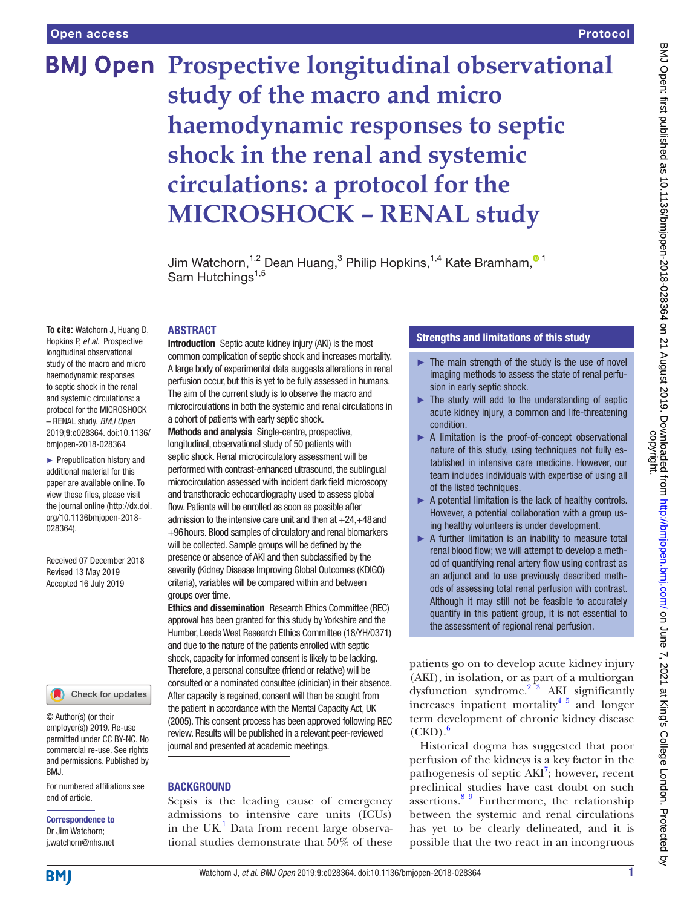# Prospective longitudinal observational study of the macro and micro haemodynamic responses to septic shock in the renal and systemic circulations: a protocol for the MICROSHOCK – RENAL study

Jim Watchorn,[1,2] Dean Huang,[3] Philip Hopkins,[1,4] Kate Bramham,[1] Sam Hutchings[1,5]

**To cite:** Watchorn J, Huang D, Hopkins P, *et al*. Prospective longitudinal observational study of the macro and micro haemodynamic responses to septic shock in the renal and systemic circulations: a protocol for the MICROSHOCK – RENAL study. *BMJ Open* 2019;**9**:e028364. doi:10.1136/bmjopen-2018-028364

► Prepublication history and additional material for this paper are available online. To view these files, please visit the journal online (http://dx.doi.org/10.1136bmjopen-2018-028364).

Received 07 December 2018
Revised 13 May 2019
Accepted 16 July 2019

© Author(s) (or their employer(s)) 2019. Re-use permitted under CC BY-NC. No commercial re-use. See rights and permissions. Published by BMJ.

For numbered affiliations see end of article.

**Correspondence to**
Dr Jim Watchorn;
j.watchorn@nhs.net

## ABSTRACT

**Introduction** Septic acute kidney injury (AKI) is the most common complication of septic shock and increases mortality. A large body of experimental data suggests alterations in renal perfusion occur, but this is yet to be fully assessed in humans. The aim of the current study is to observe the macro and microcirculations in both the systemic and renal circulations in a cohort of patients with early septic shock.

**Methods and analysis** Single-centre, prospective, longitudinal, observational study of 50 patients with septic shock. Renal microcirculatory assessment will be performed with contrast-enhanced ultrasound, the sublingual microcirculation assessed with incident dark field microscopy and transthoracic echocardiography used to assess global flow. Patients will be enrolled as soon as possible after admission to the intensive care unit and then at +24, +48 and +96 hours. Blood samples of circulatory and renal biomarkers will be collected. Sample groups will be defined by the presence or absence of AKI and then subclassified by the severity (Kidney Disease Improving Global Outcomes (KDIGO) criteria), variables will be compared within and between groups over time.

**Ethics and dissemination** Research Ethics Committee (REC) approval has been granted for this study by Yorkshire and the Humber, Leeds West Research Ethics Committee (18/YH/0371) and due to the nature of the patients enrolled with septic shock, capacity for informed consent is likely to be lacking. Therefore, a personal consultee (friend or relative) will be consulted or a nominated consultee (clinician) in their absence. After capacity is regained, consent will then be sought from the patient in accordance with the Mental Capacity Act, UK (2005). This consent process has been approved following REC review. Results will be published in a relevant peer-reviewed journal and presented at academic meetings.

## Strengths and limitations of this study

- ► The main strength of the study is the use of novel imaging methods to assess the state of renal perfusion in early septic shock.
- ► The study will add to the understanding of septic acute kidney injury, a common and life-threatening condition.
- ► A limitation is the proof-of-concept observational nature of this study, using techniques not fully established in intensive care medicine. However, our team includes individuals with expertise of using all of the listed techniques.
- ► A potential limitation is the lack of healthy controls. However, a potential collaboration with a group using healthy volunteers is under development.
- ► A further limitation is an inability to measure total renal blood flow; we will attempt to develop a method of quantifying renal artery flow using contrast as an adjunct and to use previously described methods of assessing total renal perfusion with contrast. Although it may still not be feasible to accurately quantify in this patient group, it is not essential to the assessment of regional renal perfusion.

## BACKGROUND

Sepsis is the leading cause of emergency admissions to intensive care units (ICUs) in the UK.[1] Data from recent large observational studies demonstrate that 50% of these patients go on to develop acute kidney injury (AKI), in isolation, or as part of a multiorgan dysfunction syndrome.[2 3] AKI significantly increases inpatient mortality[4 5] and longer term development of chronic kidney disease (CKD).[6]

Historical dogma has suggested that poor perfusion of the kidneys is a key factor in the pathogenesis of septic AKI[7]; however, recent preclinical studies have cast doubt on such assertions.[8 9] Furthermore, the relationship between the systemic and renal circulations has yet to be clearly delineated, and it is possible that the two react in an incongruous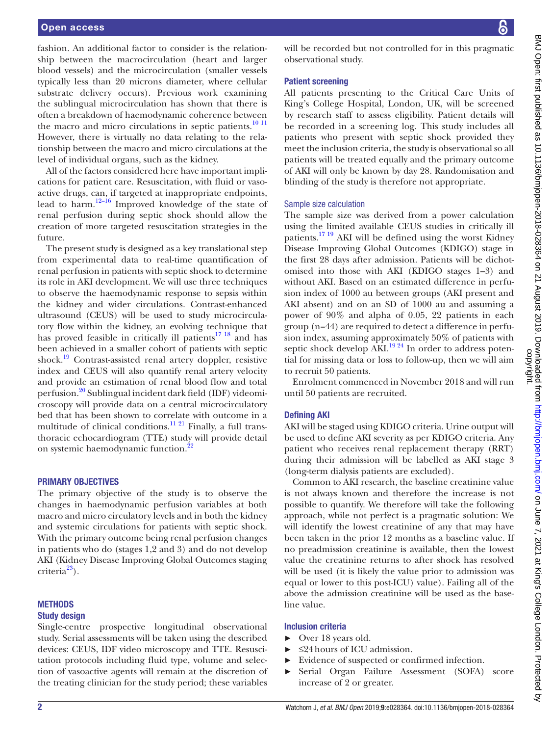fashion. An additional factor to consider is the relationship between the macrocirculation (heart and larger blood vessels) and the microcirculation (smaller vessels typically less than 20 microns diameter, where cellular substrate delivery occurs). Previous work examining the sublingual microcirculation has shown that there is often a breakdown of haemodynamic coherence between the macro and micro circulations in septic patients.[10 11] However, there is virtually no data relating to the relationship between the macro and micro circulations at the level of individual organs, such as the kidney.

All of the factors considered here have important implications for patient care. Resuscitation, with fluid or vasoactive drugs, can, if targeted at inappropriate endpoints, lead to harm.[12–16] Improved knowledge of the state of renal perfusion during septic shock should allow the creation of more targeted resuscitation strategies in the future.

The present study is designed as a key translational step from experimental data to real-time quantification of renal perfusion in patients with septic shock to determine its role in AKI development. We will use three techniques to observe the haemodynamic response to sepsis within the kidney and wider circulations. Contrast-enhanced ultrasound (CEUS) will be used to study microcirculatory flow within the kidney, an evolving technique that has proved feasible in critically ill patients[17 18] and has been achieved in a smaller cohort of patients with septic shock.[19] Contrast-assisted renal artery doppler, resistive index and CEUS will also quantify renal artery velocity and provide an estimation of renal blood flow and total perfusion.[20] Sublingual incident dark field (IDF) videomicroscopy will provide data on a central microcirculatory bed that has been shown to correlate with outcome in a multitude of clinical conditions.[11 21] Finally, a full transthoracic echocardiogram (TTE) study will provide detail on systemic haemodynamic function.[22]

## PRIMARY OBJECTIVES

The primary objective of the study is to observe the changes in haemodynamic perfusion variables at both macro and micro circulatory levels and in both the kidney and systemic circulations for patients with septic shock. With the primary outcome being renal perfusion changes in patients who do (stages 1,2 and 3) and do not develop AKI (Kidney Disease Improving Global Outcomes staging criteria[23]).

## METHODS

### Study design

Single-centre prospective longitudinal observational study. Serial assessments will be taken using the described devices: CEUS, IDF video microscopy and TTE. Resuscitation protocols including fluid type, volume and selection of vasoactive agents will remain at the discretion of the treating clinician for the study period; these variables will be recorded but not controlled for in this pragmatic observational study.

### Patient screening

All patients presenting to the Critical Care Units of King's College Hospital, London, UK, will be screened by research staff to assess eligibility. Patient details will be recorded in a screening log. This study includes all patients who present with septic shock provided they meet the inclusion criteria, the study is observational so all patients will be treated equally and the primary outcome of AKI will only be known by day 28. Randomisation and blinding of the study is therefore not appropriate.

### Sample size calculation

The sample size was derived from a power calculation using the limited available CEUS studies in critically ill patients.[17 19] AKI will be defined using the worst Kidney Disease Improving Global Outcomes (KDIGO) stage in the first 28 days after admission. Patients will be dichotomised into those with AKI (KDIGO stages 1–3) and without AKI. Based on an estimated difference in perfusion index of 1000 au between groups (AKI present and AKI absent) and on an SD of 1000 au and assuming a power of 90% and alpha of 0.05, 22 patients in each group (n=44) are required to detect a difference in perfusion index, assuming approximately 50% of patients with septic shock develop AKI.[19 24] In order to address potential for missing data or loss to follow-up, then we will aim to recruit 50 patients.

Enrolment commenced in November 2018 and will run until 50 patients are recruited.

### Defining AKI

AKI will be staged using KDIGO criteria. Urine output will be used to define AKI severity as per KDIGO criteria. Any patient who receives renal replacement therapy (RRT) during their admission will be labelled as AKI stage 3 (long-term dialysis patients are excluded).

Common to AKI research, the baseline creatinine value is not always known and therefore the increase is not possible to quantify. We therefore will take the following approach, while not perfect is a pragmatic solution: We will identify the lowest creatinine of any that may have been taken in the prior 12 months as a baseline value. If no preadmission creatinine is available, then the lowest value the creatinine returns to after shock has resolved will be used (it is likely the value prior to admission was equal or lower to this post-ICU) value). Failing all of the above the admission creatinine will be used as the baseline value.

### Inclusion criteria

- Over 18 years old.
- ≤24 hours of ICU admission.
- Evidence of suspected or confirmed infection.
- Serial Organ Failure Assessment (SOFA) score increase of 2 or greater.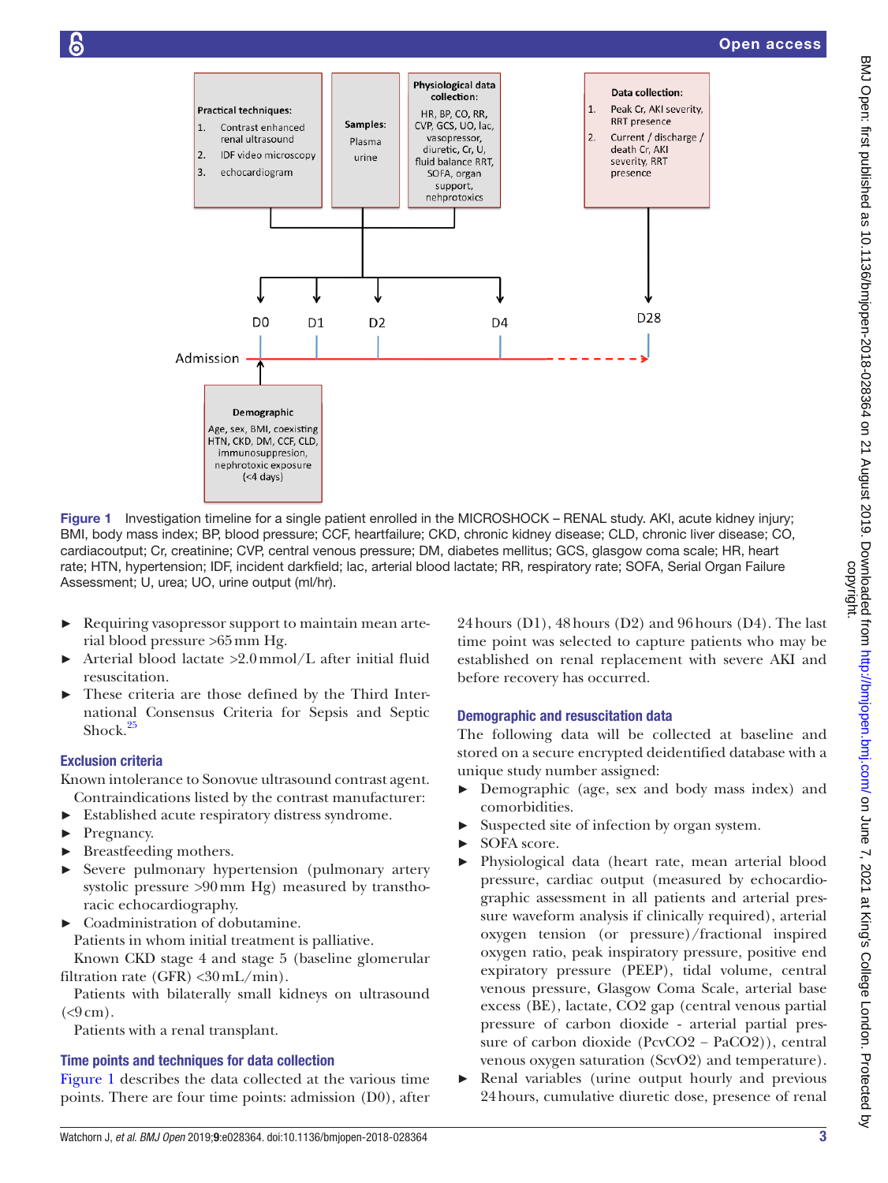Figure 1 Investigation timeline for a single patient enrolled in the MICROSHOCK – RENAL study. AKI, acute kidney injury; BMI, body mass index; BP, blood pressure; CCF, heartfailure; CKD, chronic kidney disease; CLD, chronic liver disease; CO, cardiacoutput; Cr, creatinine; CVP, central venous pressure; DM, diabetes mellitus; GCS, glasgow coma scale; HR, heart rate; HTN, hypertension; IDF, incident darkfield; lac, arterial blood lactate; RR, respiratory rate; SOFA, Serial Organ Failure Assessment; U, urea; UO, urine output (ml/hr).

- Requiring vasopressor support to maintain mean arterial blood pressure >65 mm Hg.
- Arterial blood lactate >2.0 mmol/L after initial fluid resuscitation.
- These criteria are those defined by the Third International Consensus Criteria for Sepsis and Septic Shock.[25]

### Exclusion criteria

Known intolerance to Sonovue ultrasound contrast agent.

Contraindications listed by the contrast manufacturer:

- Established acute respiratory distress syndrome.
- Pregnancy.
- Breastfeeding mothers.
- Severe pulmonary hypertension (pulmonary artery systolic pressure >90 mm Hg) measured by transthoracic echocardiography.
- Coadministration of dobutamine.

Patients in whom initial treatment is palliative.

Known CKD stage 4 and stage 5 (baseline glomerular filtration rate (GFR) <30 mL/min).

Patients with bilaterally small kidneys on ultrasound (<9 cm).

Patients with a renal transplant.

### Time points and techniques for data collection

Figure 1 describes the data collected at the various time points. There are four time points: admission (D0), after 24 hours (D1), 48 hours (D2) and 96 hours (D4). The last time point was selected to capture patients who may be established on renal replacement with severe AKI and before recovery has occurred.

### Demographic and resuscitation data

The following data will be collected at baseline and stored on a secure encrypted deidentified database with a unique study number assigned:

- Demographic (age, sex and body mass index) and comorbidities.
- Suspected site of infection by organ system.
- SOFA score.
- Physiological data (heart rate, mean arterial blood pressure, cardiac output (measured by echocardiographic assessment in all patients and arterial pressure waveform analysis if clinically required), arterial oxygen tension (or pressure)/fractional inspired oxygen ratio, peak inspiratory pressure, positive end expiratory pressure (PEEP), tidal volume, central venous pressure, Glasgow Coma Scale, arterial base excess (BE), lactate, $CO_2$ gap (central venous partial pressure of carbon dioxide - arterial partial pressure of carbon dioxide ($PcvCO_2$ – $PaCO_2$)), central venous oxygen saturation ($ScvO_2$) and temperature).
- Renal variables (urine output hourly and previous 24 hours, cumulative diuretic dose, presence of renal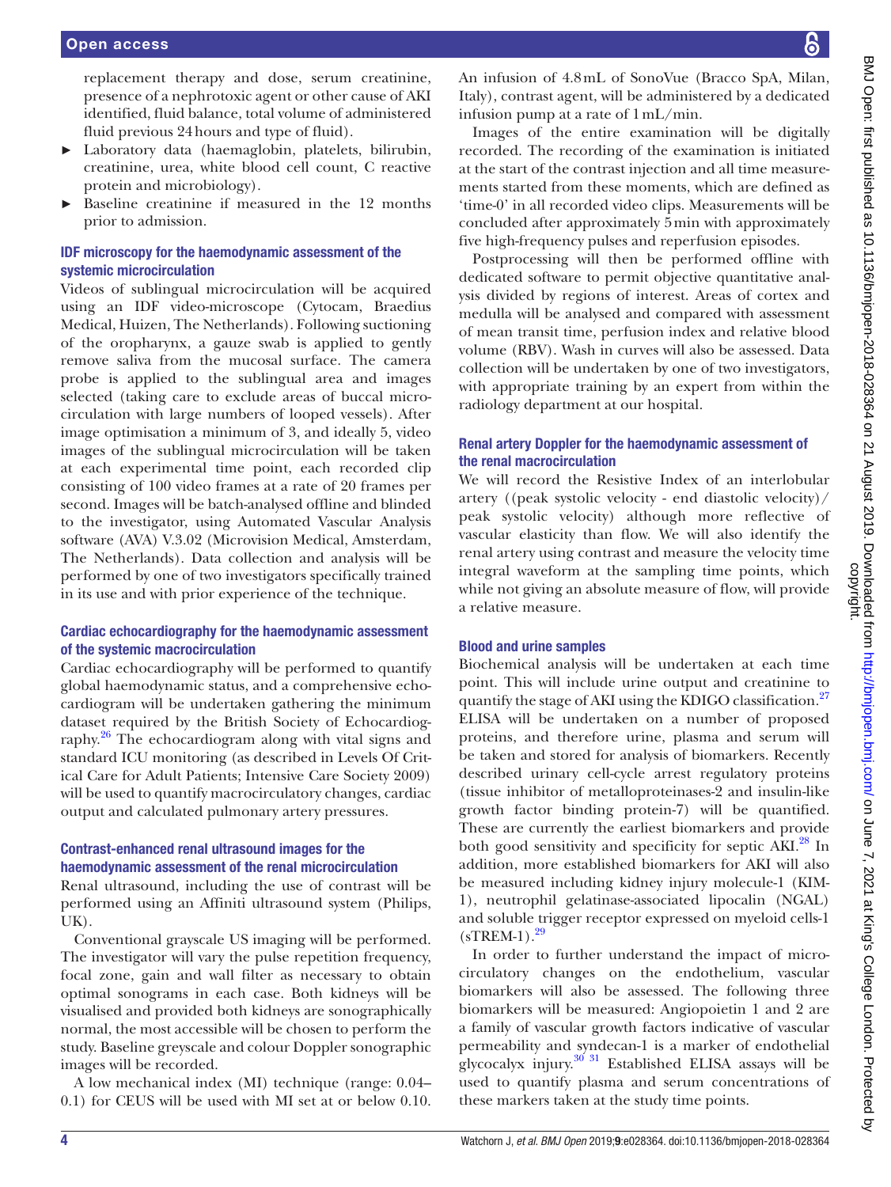replacement therapy and dose, serum creatinine, presence of a nephrotoxic agent or other cause of AKI identified, fluid balance, total volume of administered fluid previous 24 hours and type of fluid).

- Laboratory data (haemaglobin, platelets, bilirubin, creatinine, urea, white blood cell count, C reactive protein and microbiology).
- Baseline creatinine if measured in the 12 months prior to admission.

### IDF microscopy for the haemodynamic assessment of the systemic microcirculation

Videos of sublingual microcirculation will be acquired using an IDF video-microscope (Cytocam, Braedius Medical, Huizen, The Netherlands). Following suctioning of the oropharynx, a gauze swab is applied to gently remove saliva from the mucosal surface. The camera probe is applied to the sublingual area and images selected (taking care to exclude areas of buccal microcirculation with large numbers of looped vessels). After image optimisation a minimum of 3, and ideally 5, video images of the sublingual microcirculation will be taken at each experimental time point, each recorded clip consisting of 100 video frames at a rate of 20 frames per second. Images will be batch-analysed offline and blinded to the investigator, using Automated Vascular Analysis software (AVA) V.3.02 (Microvision Medical, Amsterdam, The Netherlands). Data collection and analysis will be performed by one of two investigators specifically trained in its use and with prior experience of the technique.

### Cardiac echocardiography for the haemodynamic assessment of the systemic macrocirculation

Cardiac echocardiography will be performed to quantify global haemodynamic status, and a comprehensive echocardiogram will be undertaken gathering the minimum dataset required by the British Society of Echocardiography.[26] The echocardiogram along with vital signs and standard ICU monitoring (as described in Levels Of Critical Care for Adult Patients; Intensive Care Society 2009) will be used to quantify macrocirculatory changes, cardiac output and calculated pulmonary artery pressures.

### Contrast-enhanced renal ultrasound images for the haemodynamic assessment of the renal microcirculation

Renal ultrasound, including the use of contrast will be performed using an Affiniti ultrasound system (Philips, UK).

Conventional grayscale US imaging will be performed. The investigator will vary the pulse repetition frequency, focal zone, gain and wall filter as necessary to obtain optimal sonograms in each case. Both kidneys will be visualised and provided both kidneys are sonographically normal, the most accessible will be chosen to perform the study. Baseline greyscale and colour Doppler sonographic images will be recorded.

A low mechanical index (MI) technique (range: 0.04–0.1) for CEUS will be used with MI set at or below 0.10. An infusion of 4.8 mL of SonoVue (Bracco SpA, Milan, Italy), contrast agent, will be administered by a dedicated infusion pump at a rate of 1 mL/min.

Images of the entire examination will be digitally recorded. The recording of the examination is initiated at the start of the contrast injection and all time measurements started from these moments, which are defined as 'time-0' in all recorded video clips. Measurements will be concluded after approximately 5 min with approximately five high-frequency pulses and reperfusion episodes.

Postprocessing will then be performed offline with dedicated software to permit objective quantitative analysis divided by regions of interest. Areas of cortex and medulla will be analysed and compared with assessment of mean transit time, perfusion index and relative blood volume (RBV). Wash in curves will also be assessed. Data collection will be undertaken by one of two investigators, with appropriate training by an expert from within the radiology department at our hospital.

### Renal artery Doppler for the haemodynamic assessment of the renal macrocirculation

We will record the Resistive Index of an interlobular artery ((peak systolic velocity - end diastolic velocity)/peak systolic velocity) although more reflective of vascular elasticity than flow. We will also identify the renal artery using contrast and measure the velocity time integral waveform at the sampling time points, which while not giving an absolute measure of flow, will provide a relative measure.

### Blood and urine samples

Biochemical analysis will be undertaken at each time point. This will include urine output and creatinine to quantify the stage of AKI using the KDIGO classification.[27] ELISA will be undertaken on a number of proposed proteins, and therefore urine, plasma and serum will be taken and stored for analysis of biomarkers. Recently described urinary cell-cycle arrest regulatory proteins (tissue inhibitor of metalloproteinases-2 and insulin-like growth factor binding protein-7) will be quantified. These are currently the earliest biomarkers and provide both good sensitivity and specificity for septic AKI.[28] In addition, more established biomarkers for AKI will also be measured including kidney injury molecule-1 (KIM-1), neutrophil gelatinase-associated lipocalin (NGAL) and soluble trigger receptor expressed on myeloid cells-1 (sTREM-1).[29]

In order to further understand the impact of microcirculatory changes on the endothelium, vascular biomarkers will also be assessed. The following three biomarkers will be measured: Angiopoietin 1 and 2 are a family of vascular growth factors indicative of vascular permeability and syndecan-1 is a marker of endothelial glycocalyx injury.[30,31] Established ELISA assays will be used to quantify plasma and serum concentrations of these markers taken at the study time points.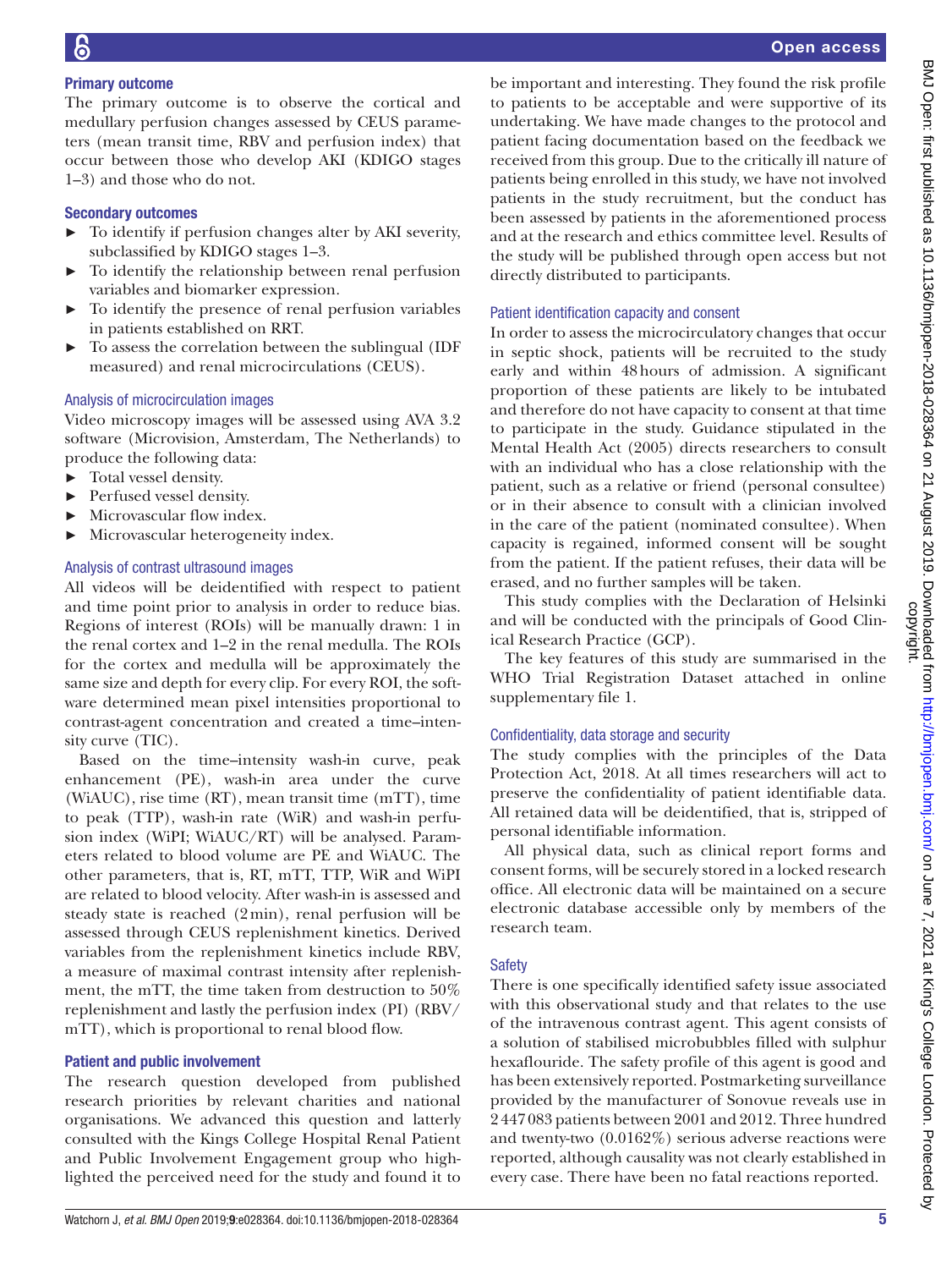### Primary outcome

The primary outcome is to observe the cortical and medullary perfusion changes assessed by CEUS parameters (mean transit time, RBV and perfusion index) that occur between those who develop AKI (KDIGO stages 1–3) and those who do not.

### Secondary outcomes

- To identify if perfusion changes alter by AKI severity, subclassified by KDIGO stages 1–3.
- To identify the relationship between renal perfusion variables and biomarker expression.
- To identify the presence of renal perfusion variables in patients established on RRT.
- To assess the correlation between the sublingual (IDF measured) and renal microcirculations (CEUS).

### Analysis of microcirculation images

Video microscopy images will be assessed using AVA 3.2 software (Microvision, Amsterdam, The Netherlands) to produce the following data:

- Total vessel density.
- Perfused vessel density.
- Microvascular flow index.
- Microvascular heterogeneity index.

### Analysis of contrast ultrasound images

All videos will be deidentified with respect to patient and time point prior to analysis in order to reduce bias. Regions of interest (ROIs) will be manually drawn: 1 in the renal cortex and 1–2 in the renal medulla. The ROIs for the cortex and medulla will be approximately the same size and depth for every clip. For every ROI, the software determined mean pixel intensities proportional to contrast-agent concentration and created a time–intensity curve (TIC).

Based on the time–intensity wash-in curve, peak enhancement (PE), wash-in area under the curve (WiAUC), rise time (RT), mean transit time (mTT), time to peak (TTP), wash-in rate (WiR) and wash-in perfusion index (WiPI; WiAUC/RT) will be analysed. Parameters related to blood volume are PE and WiAUC. The other parameters, that is, RT, mTT, TTP, WiR and WiPI are related to blood velocity. After wash-in is assessed and steady state is reached (2 min), renal perfusion will be assessed through CEUS replenishment kinetics. Derived variables from the replenishment kinetics include RBV, a measure of maximal contrast intensity after replenishment, the mTT, the time taken from destruction to 50% replenishment and lastly the perfusion index (PI) (RBV/mTT), which is proportional to renal blood flow.

### Patient and public involvement

The research question developed from published research priorities by relevant charities and national organisations. We advanced this question and latterly consulted with the Kings College Hospital Renal Patient and Public Involvement Engagement group who highlighted the perceived need for the study and found it to be important and interesting. They found the risk profile to patients to be acceptable and were supportive of its undertaking. We have made changes to the protocol and patient facing documentation based on the feedback we received from this group. Due to the critically ill nature of patients being enrolled in this study, we have not involved patients in the study recruitment, but the conduct has been assessed by patients in the aforementioned process and at the research and ethics committee level. Results of the study will be published through open access but not directly distributed to participants.

### Patient identification capacity and consent

In order to assess the microcirculatory changes that occur in septic shock, patients will be recruited to the study early and within 48 hours of admission. A significant proportion of these patients are likely to be intubated and therefore do not have capacity to consent at that time to participate in the study. Guidance stipulated in the Mental Health Act (2005) directs researchers to consult with an individual who has a close relationship with the patient, such as a relative or friend (personal consultee) or in their absence to consult with a clinician involved in the care of the patient (nominated consultee). When capacity is regained, informed consent will be sought from the patient. If the patient refuses, their data will be erased, and no further samples will be taken.

This study complies with the Declaration of Helsinki and will be conducted with the principals of Good Clinical Research Practice (GCP).

The key features of this study are summarised in the WHO Trial Registration Dataset attached in online supplementary file 1.

### Confidentiality, data storage and security

The study complies with the principles of the Data Protection Act, 2018. At all times researchers will act to preserve the confidentiality of patient identifiable data. All retained data will be deidentified, that is, stripped of personal identifiable information.

All physical data, such as clinical report forms and consent forms, will be securely stored in a locked research office. All electronic data will be maintained on a secure electronic database accessible only by members of the research team.

### Safety

There is one specifically identified safety issue associated with this observational study and that relates to the use of the intravenous contrast agent. This agent consists of a solution of stabilised microbubbles filled with sulphur hexaflouride. The safety profile of this agent is good and has been extensively reported. Postmarketing surveillance provided by the manufacturer of Sonovue reveals use in 2 447 083 patients between 2001 and 2012. Three hundred and twenty-two (0.0162%) serious adverse reactions were reported, although causality was not clearly established in every case. There have been no fatal reactions reported.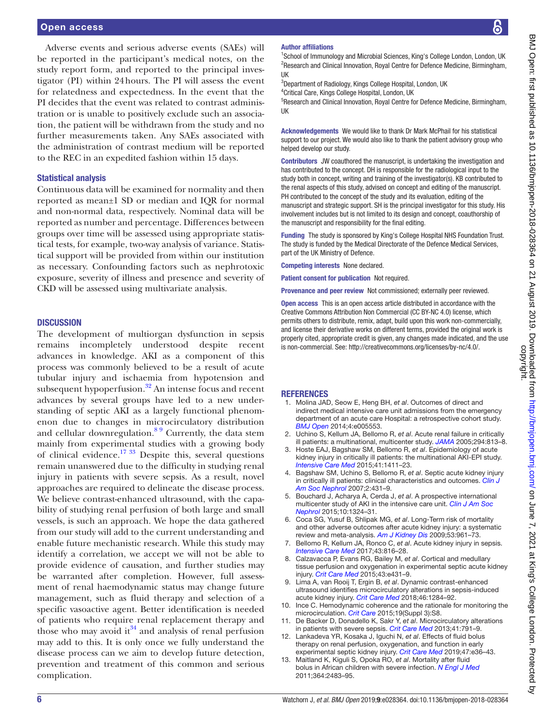Adverse events and serious adverse events (SAEs) will be reported in the participant's medical notes, on the study report form, and reported to the principal investigator (PI) within 24 hours. The PI will assess the event for relatedness and expectedness. In the event that the PI decides that the event was related to contrast administration or is unable to positively exclude such an association, the patient will be withdrawn from the study and no further measurements taken. Any SAEs associated with the administration of contrast medium will be reported to the REC in an expedited fashion within 15 days.

### Statistical analysis

Continuous data will be examined for normality and then reported as mean±1 SD or median and IQR for normal and non-normal data, respectively. Nominal data will be reported as number and percentage. Differences between groups over time will be assessed using appropriate statistical tests, for example, two-way analysis of variance. Statistical support will be provided from within our institution as necessary. Confounding factors such as nephrotoxic exposure, severity of illness and presence and severity of CKD will be assessed using multivariate analysis.

## DISCUSSION

The development of multiorgan dysfunction in sepsis remains incompletely understood despite recent advances in knowledge. AKI as a component of this process was commonly believed to be a result of acute tubular injury and ischaemia from hypotension and subsequent hypoperfusion.[32] An intense focus and recent advances by several groups have led to a new understanding of septic AKI as a largely functional phenomenon due to changes in microcirculatory distribution and cellular downregulation.[8 9] Currently, the data stem mainly from experimental studies with a growing body of clinical evidence.[17 33] Despite this, several questions remain unanswered due to the difficulty in studying renal injury in patients with severe sepsis. As a result, novel approaches are required to delineate the disease process. We believe contrast-enhanced ultrasound, with the capability of studying renal perfusion of both large and small vessels, is such an approach. We hope the data gathered from our study will add to the current understanding and enable future mechanistic research. While this study may identify a correlation, we accept we will not be able to provide evidence of causation, and further studies may be warranted after completion. However, full assessment of renal haemodynamic status may change future management, such as fluid therapy and selection of a specific vasoactive agent. Better identification is needed of patients who require renal replacement therapy and those who may avoid it[34] and analysis of renal perfusion may add to this. It is only once we fully understand the disease process can we aim to develop future detection, prevention and treatment of this common and serious complication.

**Author affiliations**

[1]School of Immunology and Microbial Sciences, King's College London, London, UK
[2]Research and Clinical Innovation, Royal Centre for Defence Medicine, Birmingham, UK
[3]Department of Radiology, Kings College Hospital, London, UK
[4]Critical Care, Kings College Hospital, London, UK
[5]Research and Clinical Innovation, Royal Centre for Defence Medicine, Birmingham, UK

**Acknowledgements** We would like to thank Dr Mark McPhail for his statistical support to our project. We would also like to thank the patient advisory group who helped develop our study.

**Contributors** JW coauthored the manuscript, is undertaking the investigation and has contributed to the concept. DH is responsible for the radiological input to the study both in concept, writing and training of the investigator(s). KB contributed to the renal aspects of this study, advised on concept and editing of the manuscript. PH contributed to the concept of the study and its evaluation, editing of the manuscript and strategic support. SH is the principal investigator for this study. His involvement includes but is not limited to its design and concept, coauthorship of the manuscript and responsibility for the final editing.

**Funding** The study is sponsored by King's College Hospital NHS Foundation Trust. The study is funded by the Medical Directorate of the Defence Medical Services, part of the UK Ministry of Defence.

**Competing interests** None declared.

**Patient consent for publication** Not required.

**Provenance and peer review** Not commissioned; externally peer reviewed.

**Open access** This is an open access article distributed in accordance with the Creative Commons Attribution Non Commercial (CC BY-NC 4.0) license, which permits others to distribute, remix, adapt, build upon this work non-commercially, and license their derivative works on different terms, provided the original work is properly cited, appropriate credit is given, any changes made indicated, and the use is non-commercial. See: http://creativecommons.org/licenses/by-nc/4.0/.

## REFERENCES

1. Molina JAD, Seow E, Heng BH, *et al*. Outcomes of direct and indirect medical intensive care unit admissions from the emergency department of an acute care Hospital: a retrospective cohort study. *BMJ Open* 2014;4:e005553.
2. Uchino S, Kellum JA, Bellomo R, *et al*. Acute renal failure in critically ill patients: a multinational, multicenter study. *JAMA* 2005;294:813–8.
3. Hoste EAJ, Bagshaw SM, Bellomo R, *et al*. Epidemiology of acute kidney injury in critically ill patients: the multinational AKI-EPI study. *Intensive Care Med* 2015;41:1411–23.
4. Bagshaw SM, Uchino S, Bellomo R, *et al*. Septic acute kidney injury in critically ill patients: clinical characteristics and outcomes. *Clin J Am Soc Nephrol* 2007;2:431–9.
5. Bouchard J, Acharya A, Cerda J, *et al*. A prospective international multicenter study of AKI in the intensive care unit. *Clin J Am Soc Nephrol* 2015;10:1324–31.
6. Coca SG, Yusuf B, Shlipak MG, *et al*. Long-Term risk of mortality and other adverse outcomes after acute kidney injury: a systematic review and meta-analysis. *Am J Kidney Dis* 2009;53:961–73.
7. Bellomo R, Kellum JA, Ronco C, *et al*. Acute kidney injury in sepsis. *Intensive Care Med* 2017;43:816–28.
8. Calzavacca P, Evans RG, Bailey M, *et al*. Cortical and medullary tissue perfusion and oxygenation in experimental septic acute kidney injury. *Crit Care Med* 2015;43:e431–9.
9. Lima A, van Rooij T, Ergin B, *et al*. Dynamic contrast-enhanced ultrasound identifies microcirculatory alterations in sepsis-induced acute kidney injury. *Crit Care Med* 2018;46:1284–92.
10. Ince C. Hemodynamic coherence and the rationale for monitoring the microcirculation. *Crit Care* 2015;19(Suppl 3):S8.
11. De Backer D, Donadello K, Sakr Y, *et al*. Microcirculatory alterations in patients with severe sepsis. *Crit Care Med* 2013;41:791–9.
12. Lankadeva YR, Kosaka J, Iguchi N, *et al*. Effects of fluid bolus therapy on renal perfusion, oxygenation, and function in early experimental septic kidney injury. *Crit Care Med* 2019;47:e36–43.
13. Maitland K, Kiguli S, Opoka RO, *et al*. Mortality after fluid bolus in African children with severe infection. *N Engl J Med* 2011;364:2483–95.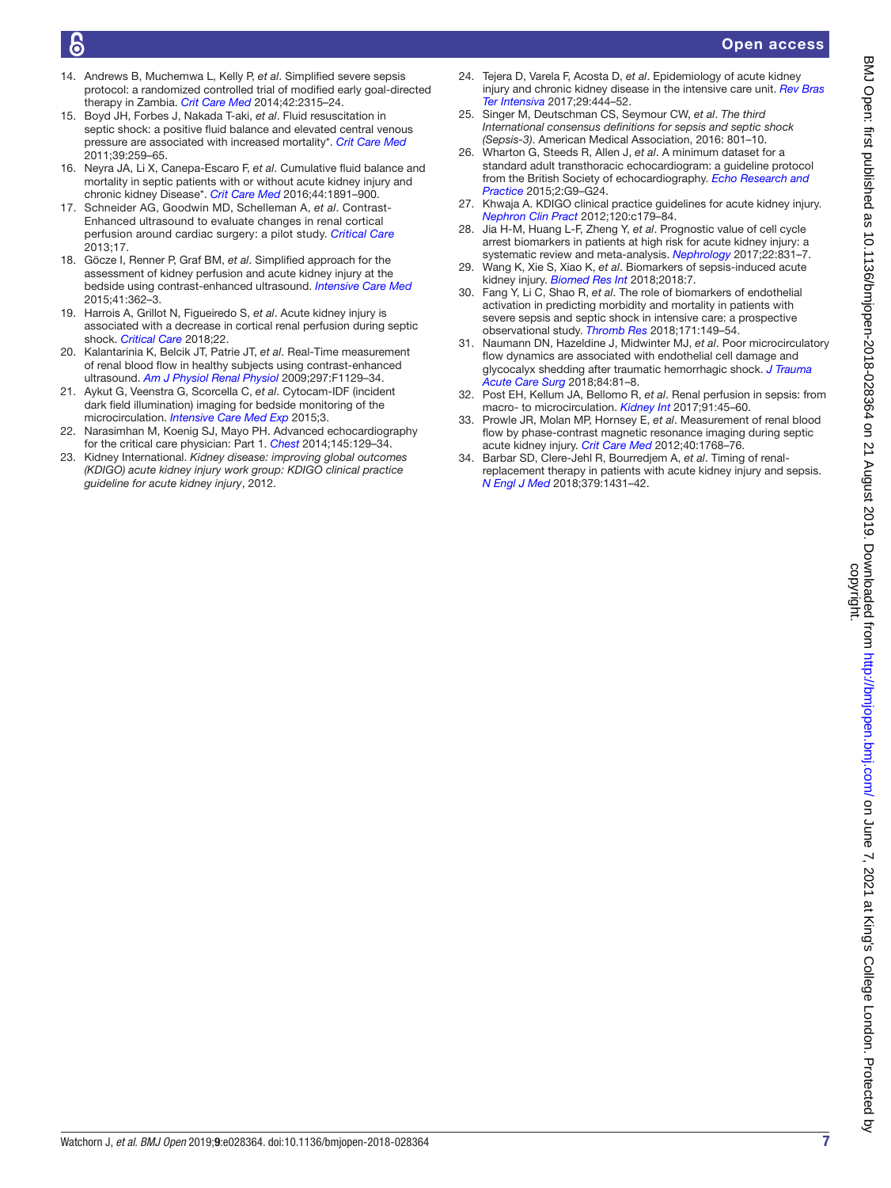14. Andrews B, Muchemwa L, Kelly P, *et al*. Simplified severe sepsis protocol: a randomized controlled trial of modified early goal-directed therapy in Zambia. *Crit Care Med* 2014;42:2315–24.
15. Boyd JH, Forbes J, Nakada T-aki, *et al*. Fluid resuscitation in septic shock: a positive fluid balance and elevated central venous pressure are associated with increased mortality*. *Crit Care Med* 2011;39:259–65.
16. Neyra JA, Li X, Canepa-Escaro F, *et al*. Cumulative fluid balance and mortality in septic patients with or without acute kidney injury and chronic kidney Disease*. *Crit Care Med* 2016;44:1891–900.
17. Schneider AG, Goodwin MD, Schelleman A, *et al*. Contrast-Enhanced ultrasound to evaluate changes in renal cortical perfusion around cardiac surgery: a pilot study. *Critical Care* 2013;17.
18. Göcze I, Renner P, Graf BM, *et al*. Simplified approach for the assessment of kidney perfusion and acute kidney injury at the bedside using contrast-enhanced ultrasound. *Intensive Care Med* 2015;41:362–3.
19. Harrois A, Grillot N, Figueiredo S, *et al*. Acute kidney injury is associated with a decrease in cortical renal perfusion during septic shock. *Critical Care* 2018;22.
20. Kalantarinia K, Belcik JT, Patrie JT, *et al*. Real-Time measurement of renal blood flow in healthy subjects using contrast-enhanced ultrasound. *Am J Physiol Renal Physiol* 2009;297:F1129–34.
21. Aykut G, Veenstra G, Scorcella C, *et al*. Cytocam-IDF (incident dark field illumination) imaging for bedside monitoring of the microcirculation. *Intensive Care Med Exp* 2015;3.
22. Narasimhan M, Koenig SJ, Mayo PH. Advanced echocardiography for the critical care physician: Part 1. *Chest* 2014;145:129–34.
23. Kidney International. *Kidney disease: improving global outcomes (KDIGO) acute kidney injury work group: KDIGO clinical practice guideline for acute kidney injury*, 2012.
24. Tejera D, Varela F, Acosta D, *et al*. Epidemiology of acute kidney injury and chronic kidney disease in the intensive care unit. *Rev Bras Ter Intensiva* 2017;29:444–52.
25. Singer M, Deutschman CS, Seymour CW, *et al*. *The third International consensus definitions for sepsis and septic shock (Sepsis-3)*. American Medical Association, 2016: 801–10.
26. Wharton G, Steeds R, Allen J, *et al*. A minimum dataset for a standard adult transthoracic echocardiogram: a guideline protocol from the British Society of echocardiography. *Echo Research and Practice* 2015;2:G9–G24.
27. Khwaja A. KDIGO clinical practice guidelines for acute kidney injury. *Nephron Clin Pract* 2012;120:c179–84.
28. Jia H-M, Huang L-F, Zheng Y, *et al*. Prognostic value of cell cycle arrest biomarkers in patients at high risk for acute kidney injury: a systematic review and meta-analysis. *Nephrology* 2017;22:831–7.
29. Wang K, Xie S, Xiao K, *et al*. Biomarkers of sepsis-induced acute kidney injury. *Biomed Res Int* 2018;2018:7.
30. Fang Y, Li C, Shao R, *et al*. The role of biomarkers of endothelial activation in predicting morbidity and mortality in patients with severe sepsis and septic shock in intensive care: a prospective observational study. *Thromb Res* 2018;171:149–54.
31. Naumann DN, Hazeldine J, Midwinter MJ, *et al*. Poor microcirculatory flow dynamics are associated with endothelial cell damage and glycocalyx shedding after traumatic hemorrhagic shock. *J Trauma Acute Care Surg* 2018;84:81–8.
32. Post EH, Kellum JA, Bellomo R, *et al*. Renal perfusion in sepsis: from macro- to microcirculation. *Kidney Int* 2017;91:45–60.
33. Prowle JR, Molan MP, Hornsey E, *et al*. Measurement of renal blood flow by phase-contrast magnetic resonance imaging during septic acute kidney injury. *Crit Care Med* 2012;40:1768–76.
34. Barbar SD, Clere-Jehl R, Bourredjem A, *et al*. Timing of renal-replacement therapy in patients with acute kidney injury and sepsis. *N Engl J Med* 2018;379:1431–42.